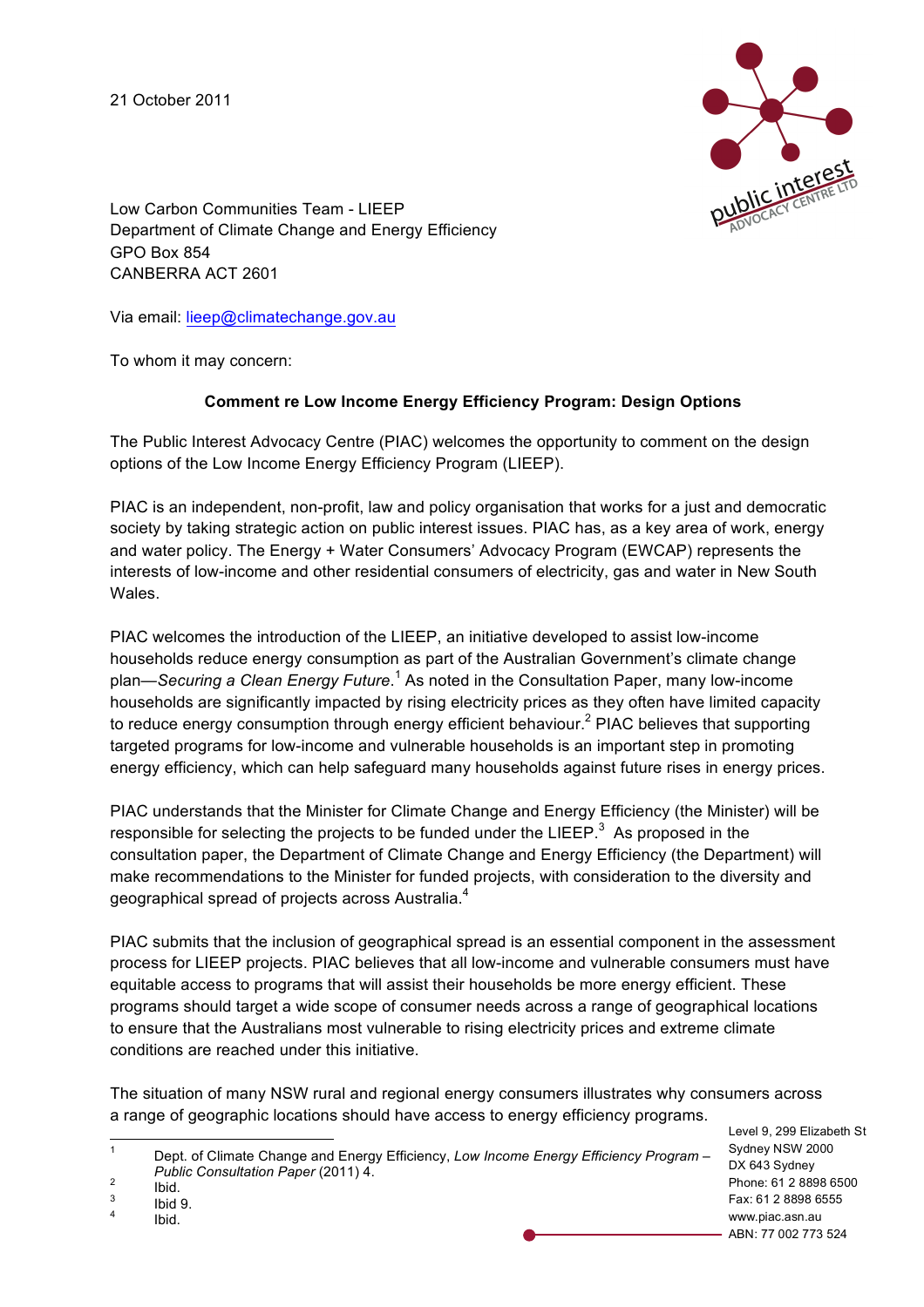21 October 2011

Low Carbon Communities Team - LIEEP
Department of Climate Change and Energy Efficiency
GPO Box 854
CANBERRA ACT 2601

Via email: lieep@climatechange.gov.au

To whom it may concern:

**Comment re Low Income Energy Efficiency Program: Design Options**

The Public Interest Advocacy Centre (PIAC) welcomes the opportunity to comment on the design options of the Low Income Energy Efficiency Program (LIEEP).

PIAC is an independent, non-profit, law and policy organisation that works for a just and democratic society by taking strategic action on public interest issues. PIAC has, as a key area of work, energy and water policy. The Energy + Water Consumers' Advocacy Program (EWCAP) represents the interests of low-income and other residential consumers of electricity, gas and water in New South Wales.

PIAC welcomes the introduction of the LIEEP, an initiative developed to assist low-income households reduce energy consumption as part of the Australian Government's climate change plan—*Securing a Clean Energy Future*.[1] As noted in the Consultation Paper, many low-income households are significantly impacted by rising electricity prices as they often have limited capacity to reduce energy consumption through energy efficient behaviour.[2] PIAC believes that supporting targeted programs for low-income and vulnerable households is an important step in promoting energy efficiency, which can help safeguard many households against future rises in energy prices.

PIAC understands that the Minister for Climate Change and Energy Efficiency (the Minister) will be responsible for selecting the projects to be funded under the LIEEP.[3] As proposed in the consultation paper, the Department of Climate Change and Energy Efficiency (the Department) will make recommendations to the Minister for funded projects, with consideration to the diversity and geographical spread of projects across Australia.[4]

PIAC submits that the inclusion of geographical spread is an essential component in the assessment process for LIEEP projects. PIAC believes that all low-income and vulnerable consumers must have equitable access to programs that will assist their households be more energy efficient. These programs should target a wide scope of consumer needs across a range of geographical locations to ensure that the Australians most vulnerable to rising electricity prices and extreme climate conditions are reached under this initiative.

The situation of many NSW rural and regional energy consumers illustrates why consumers across a range of geographic locations should have access to energy efficiency programs.

---

[1] Dept. of Climate Change and Energy Efficiency, *Low Income Energy Efficiency Program – Public Consultation Paper* (2011) 4.

[2] Ibid.

[3] Ibid 9.

[4] Ibid.

Level 9, 299 Elizabeth St
Sydney NSW 2000
DX 643 Sydney
Phone: 61 2 8898 6500
Fax: 61 2 8898 6555
www.piac.asn.au
ABN: 77 002 773 524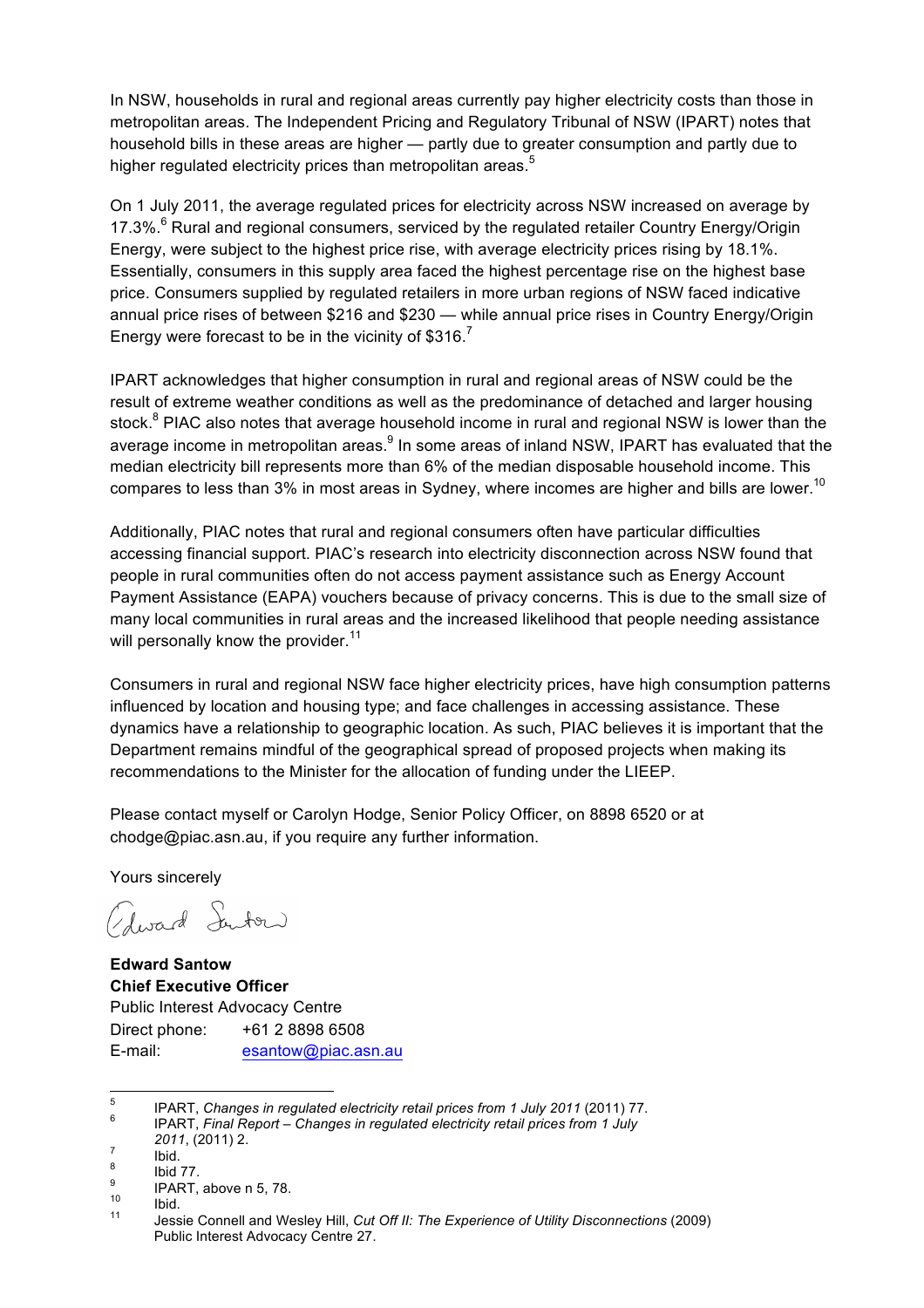In NSW, households in rural and regional areas currently pay higher electricity costs than those in metropolitan areas. The Independent Pricing and Regulatory Tribunal of NSW (IPART) notes that household bills in these areas are higher — partly due to greater consumption and partly due to higher regulated electricity prices than metropolitan areas.[5]

On 1 July 2011, the average regulated prices for electricity across NSW increased on average by 17.3%.[6] Rural and regional consumers, serviced by the regulated retailer Country Energy/Origin Energy, were subject to the highest price rise, with average electricity prices rising by 18.1%. Essentially, consumers in this supply area faced the highest percentage rise on the highest base price. Consumers supplied by regulated retailers in more urban regions of NSW faced indicative annual price rises of between $216 and $230 — while annual price rises in Country Energy/Origin Energy were forecast to be in the vicinity of $316.[7]

IPART acknowledges that higher consumption in rural and regional areas of NSW could be the result of extreme weather conditions as well as the predominance of detached and larger housing stock.[8] PIAC also notes that average household income in rural and regional NSW is lower than the average income in metropolitan areas.[9] In some areas of inland NSW, IPART has evaluated that the median electricity bill represents more than 6% of the median disposable household income. This compares to less than 3% in most areas in Sydney, where incomes are higher and bills are lower.[10]

Additionally, PIAC notes that rural and regional consumers often have particular difficulties accessing financial support. PIAC's research into electricity disconnection across NSW found that people in rural communities often do not access payment assistance such as Energy Account Payment Assistance (EAPA) vouchers because of privacy concerns. This is due to the small size of many local communities in rural areas and the increased likelihood that people needing assistance will personally know the provider.[11]

Consumers in rural and regional NSW face higher electricity prices, have high consumption patterns influenced by location and housing type; and face challenges in accessing assistance. These dynamics have a relationship to geographic location. As such, PIAC believes it is important that the Department remains mindful of the geographical spread of proposed projects when making its recommendations to the Minister for the allocation of funding under the LIEEP.

Please contact myself or Carolyn Hodge, Senior Policy Officer, on 8898 6520 or at chodge@piac.asn.au, if you require any further information.

Yours sincerely

Edward Santow

**Edward Santow**
**Chief Executive Officer**
Public Interest Advocacy Centre
Direct phone: +61 2 8898 6508
E-mail: esantow@piac.asn.au

---

[5] IPART, *Changes in regulated electricity retail prices from 1 July 2011* (2011) 77.
[6] IPART, *Final Report – Changes in regulated electricity retail prices from 1 July 2011*, (2011) 2.
[7] Ibid.
[8] Ibid 77.
[9] IPART, above n 5, 78.
[10] Ibid.
[11] Jessie Connell and Wesley Hill, *Cut Off II: The Experience of Utility Disconnections* (2009) Public Interest Advocacy Centre 27.